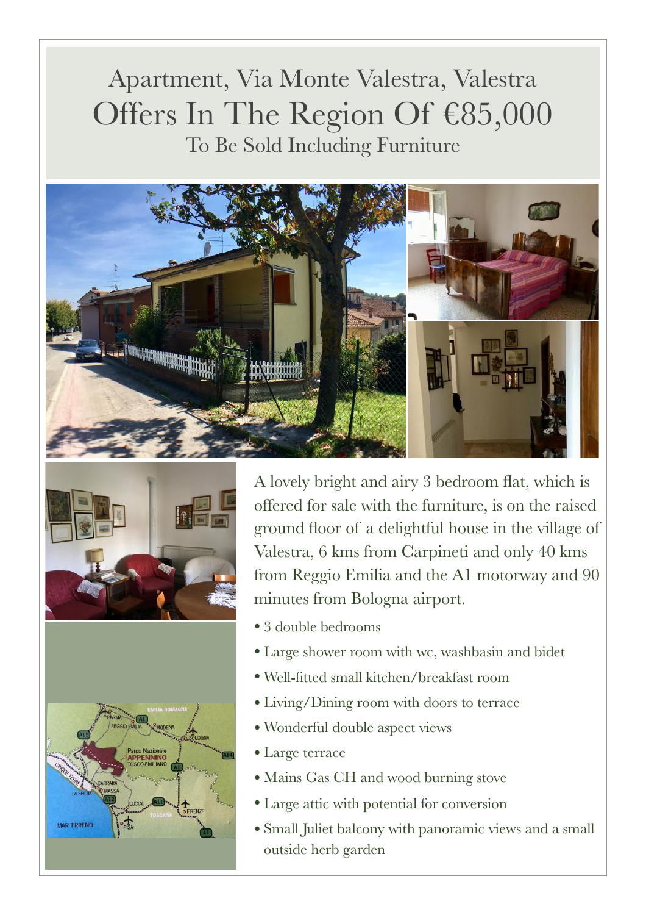# Apartment, Via Monte Valestra, Valestra

## Offers In The Region Of €85,000

To Be Sold Including Furniture

A lovely bright and airy 3 bedroom flat, which is offered for sale with the furniture, is on the raised ground floor of a delightful house in the village of Valestra, 6 kms from Carpineti and only 40 kms from Reggio Emilia and the A1 motorway and 90 minutes from Bologna airport.

- 3 double bedrooms
- Large shower room with wc, washbasin and bidet
- Well-fitted small kitchen/breakfast room
- Living/Dining room with doors to terrace
- Wonderful double aspect views
- Large terrace
- Mains Gas CH and wood burning stove
- Large attic with potential for conversion
- Small Juliet balcony with panoramic views and a small outside herb garden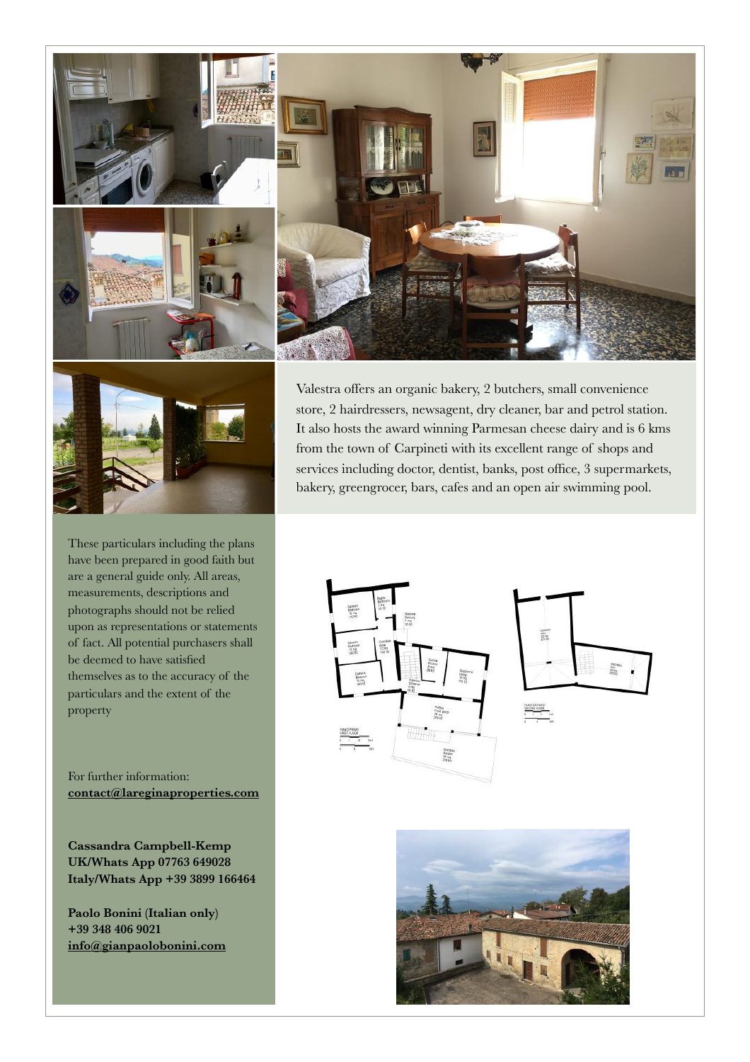Valestra offers an organic bakery, 2 butchers, small convenience store, 2 hairdressers, newsagent, dry cleaner, bar and petrol station. It also hosts the award winning Parmesan cheese dairy and is 6 kms from the town of Carpineti with its excellent range of shops and services including doctor, dentist, banks, post office, 3 supermarkets, bakery, greengrocer, bars, cafes and an open air swimming pool.

These particulars including the plans have been prepared in good faith but are a general guide only. All areas, measurements, descriptions and photographs should not be relied upon as representations or statements of fact. All potential purchasers shall be deemed to have satisfied themselves as to the accuracy of the particulars and the extent of the property

For further information:
**contact@lareginaproperties.com**

**Cassandra Campbell-Kemp**
**UK/Whats App 07763 649028**
**Italy/Whats App +39 3899 166464**

**Paolo Bonini (Italian only)**
**+39 348 406 9021**
**info@gianpaolobonini.com**